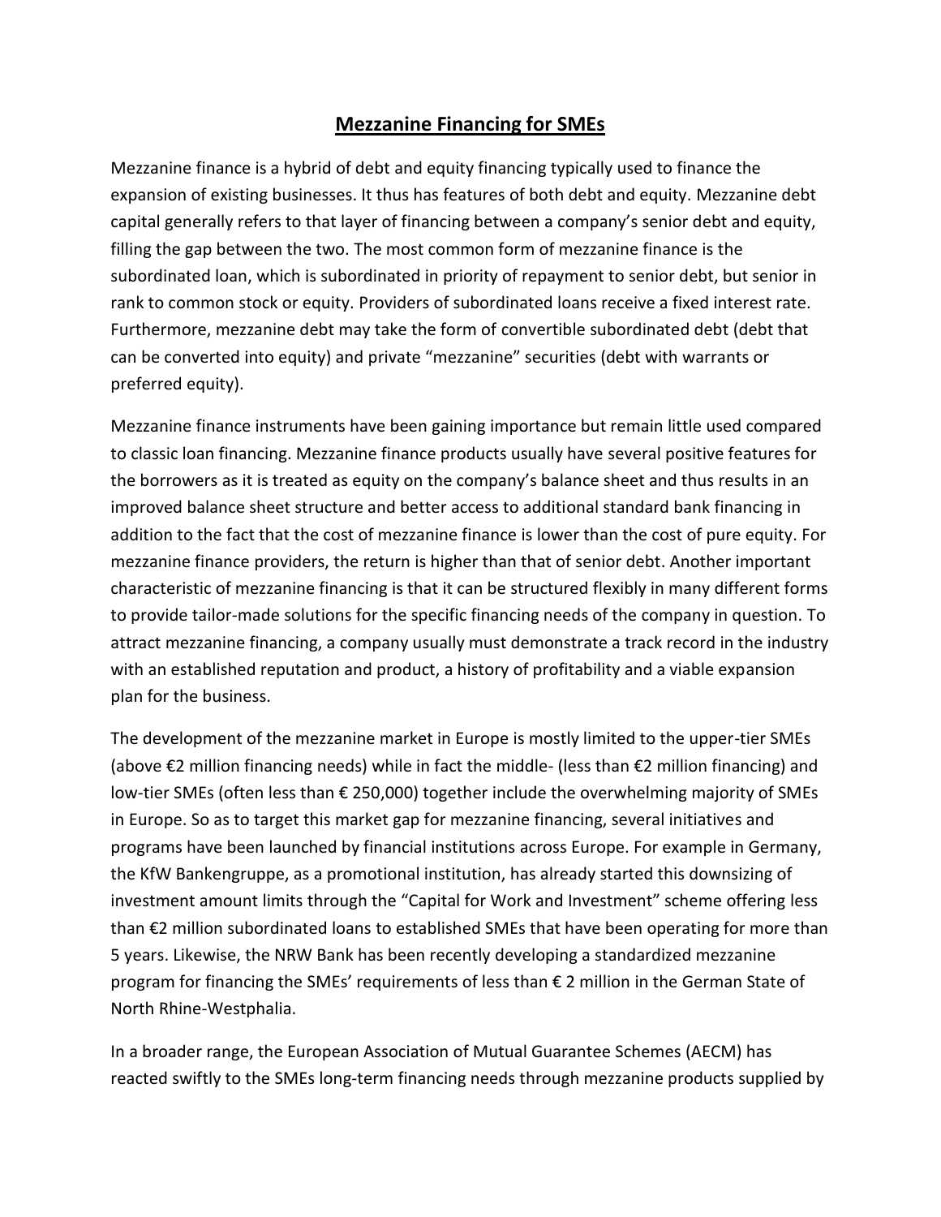# Mezzanine Financing for SMEs

Mezzanine finance is a hybrid of debt and equity financing typically used to finance the expansion of existing businesses. It thus has features of both debt and equity. Mezzanine debt capital generally refers to that layer of financing between a company's senior debt and equity, filling the gap between the two. The most common form of mezzanine finance is the subordinated loan, which is subordinated in priority of repayment to senior debt, but senior in rank to common stock or equity. Providers of subordinated loans receive a fixed interest rate. Furthermore, mezzanine debt may take the form of convertible subordinated debt (debt that can be converted into equity) and private "mezzanine" securities (debt with warrants or preferred equity).

Mezzanine finance instruments have been gaining importance but remain little used compared to classic loan financing. Mezzanine finance products usually have several positive features for the borrowers as it is treated as equity on the company's balance sheet and thus results in an improved balance sheet structure and better access to additional standard bank financing in addition to the fact that the cost of mezzanine finance is lower than the cost of pure equity. For mezzanine finance providers, the return is higher than that of senior debt. Another important characteristic of mezzanine financing is that it can be structured flexibly in many different forms to provide tailor-made solutions for the specific financing needs of the company in question. To attract mezzanine financing, a company usually must demonstrate a track record in the industry with an established reputation and product, a history of profitability and a viable expansion plan for the business.

The development of the mezzanine market in Europe is mostly limited to the upper-tier SMEs (above €2 million financing needs) while in fact the middle- (less than €2 million financing) and low-tier SMEs (often less than € 250,000) together include the overwhelming majority of SMEs in Europe. So as to target this market gap for mezzanine financing, several initiatives and programs have been launched by financial institutions across Europe. For example in Germany, the KfW Bankengruppe, as a promotional institution, has already started this downsizing of investment amount limits through the "Capital for Work and Investment" scheme offering less than €2 million subordinated loans to established SMEs that have been operating for more than 5 years. Likewise, the NRW Bank has been recently developing a standardized mezzanine program for financing the SMEs' requirements of less than € 2 million in the German State of North Rhine-Westphalia.

In a broader range, the European Association of Mutual Guarantee Schemes (AECM) has reacted swiftly to the SMEs long-term financing needs through mezzanine products supplied by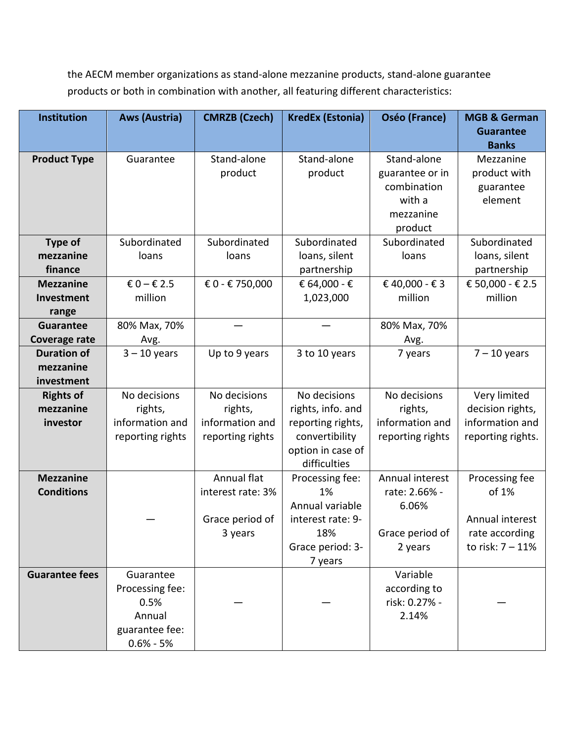the AECM member organizations as stand-alone mezzanine products, stand-alone guarantee products or both in combination with another, all featuring different characteristics:

| Institution | Aws (Austria) | CMRZB (Czech) | KredEx (Estonia) | Oséo (France) | MGB & German Guarantee Banks |
|---|---|---|---|---|---|
| **Product Type** | Guarantee | Stand-alone product | Stand-alone product | Stand-alone guarantee or in combination with a mezzanine product | Mezzanine product with guarantee element |
| **Type of mezzanine finance** | Subordinated loans | Subordinated loans | Subordinated loans, silent partnership | Subordinated loans | Subordinated loans, silent partnership |
| **Mezzanine Investment range** | € 0 – € 2.5 million | € 0 - € 750,000 | € 64,000 - € 1,023,000 | € 40,000 - € 3 million | € 50,000 - € 2.5 million |
| **Guarantee Coverage rate** | 80% Max, 70% Avg. | — | — | 80% Max, 70% Avg. | |
| **Duration of mezzanine investment** | 3 – 10 years | Up to 9 years | 3 to 10 years | 7 years | 7 – 10 years |
| **Rights of mezzanine investor** | No decisions rights, information and reporting rights | No decisions rights, information and reporting rights | No decisions rights, info. and reporting rights, convertibility option in case of difficulties | No decisions rights, information and reporting rights | Very limited decision rights, information and reporting rights. |
| **Mezzanine Conditions** | — | Annual flat interest rate: 3%<br><br>Grace period of 3 years | Processing fee: 1%<br>Annual variable interest rate: 9-18%<br>Grace period: 3-7 years | Annual interest rate: 2.66% - 6.06%<br><br>Grace period of 2 years | Processing fee of 1%<br><br>Annual interest rate according to risk: 7 – 11% |
| **Guarantee fees** | Guarantee Processing fee: 0.5%<br>Annual guarantee fee: 0.6% - 5% | — | — | Variable according to risk: 0.27% - 2.14% | — |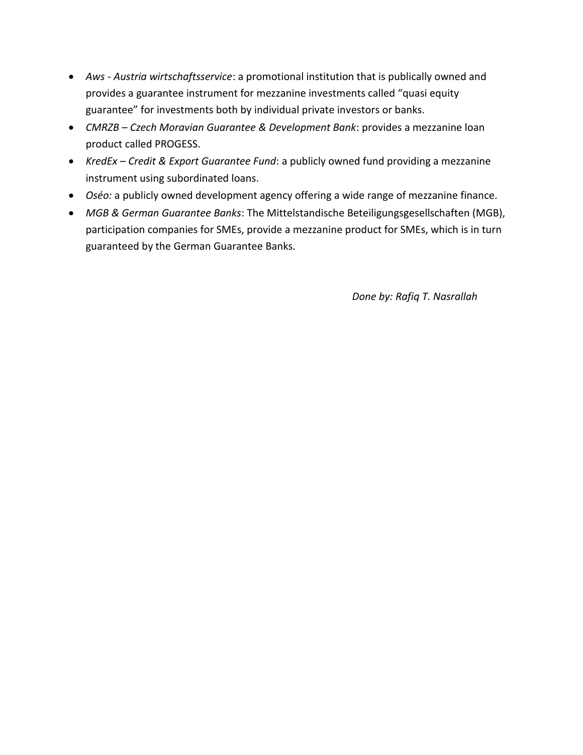- *Aws - Austria wirtschaftsservice*: a promotional institution that is publically owned and provides a guarantee instrument for mezzanine investments called "quasi equity guarantee" for investments both by individual private investors or banks.
- *CMRZB – Czech Moravian Guarantee & Development Bank*: provides a mezzanine loan product called PROGESS.
- *KredEx – Credit & Export Guarantee Fund*: a publicly owned fund providing a mezzanine instrument using subordinated loans.
- *Oséo:* a publicly owned development agency offering a wide range of mezzanine finance.
- *MGB & German Guarantee Banks*: The Mittelstandische Beteiligungsgesellschaften (MGB), participation companies for SMEs, provide a mezzanine product for SMEs, which is in turn guaranteed by the German Guarantee Banks.

*Done by: Rafiq T. Nasrallah*